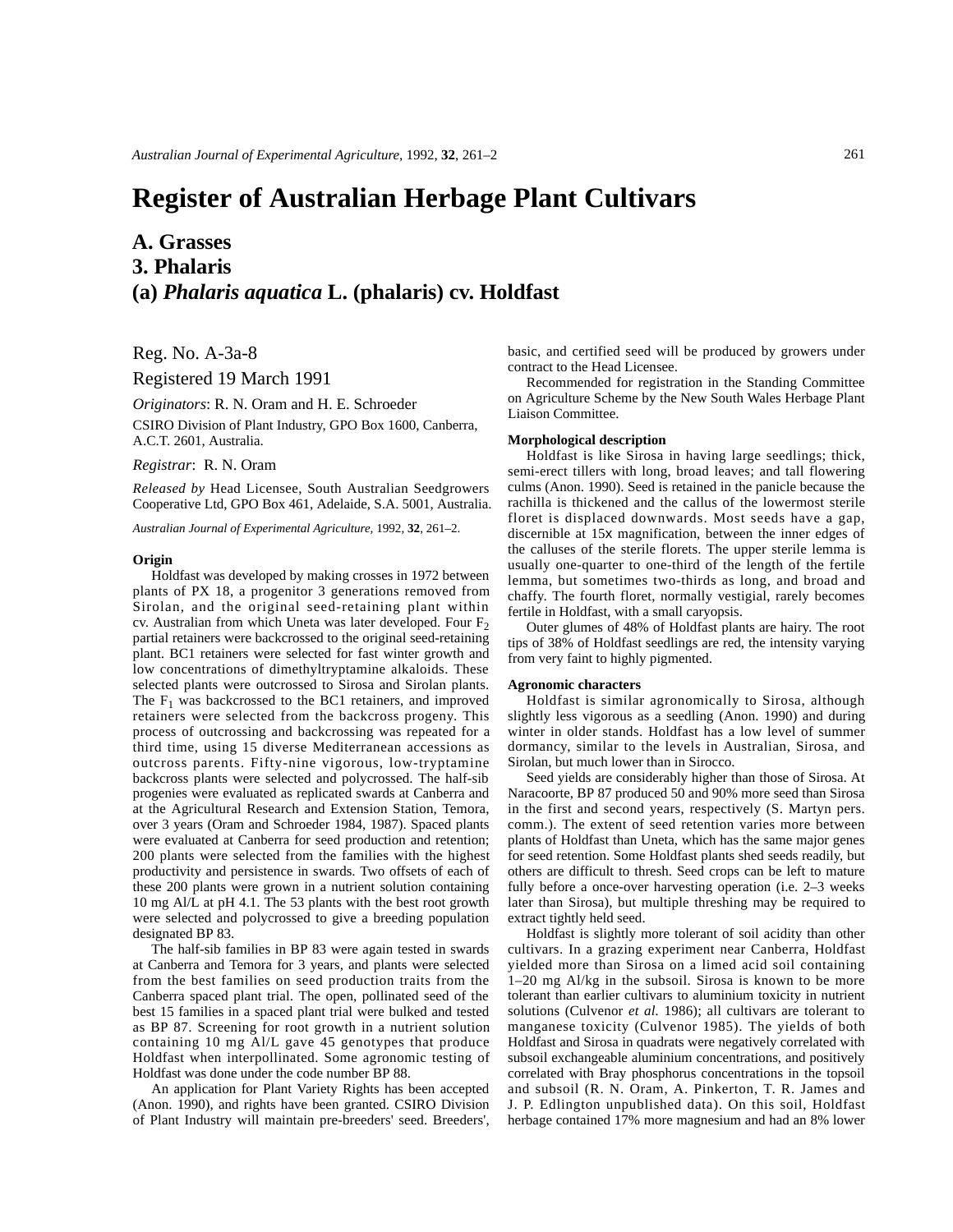# Register of Australian Herbage Plant Cultivars

## A. Grasses
## 3. Phalaris
## (a) *Phalaris aquatica* L. (phalaris) cv. Holdfast

Reg. No. A-3a-8

Registered 19 March 1991

*Originators*: R. N. Oram and H. E. Schroeder

CSIRO Division of Plant Industry, GPO Box 1600, Canberra, A.C.T. 2601, Australia.

*Registrar*: R. N. Oram

*Released by* Head Licensee, South Australian Seedgrowers Cooperative Ltd, GPO Box 461, Adelaide, S.A. 5001, Australia.

*Australian Journal of Experimental Agriculture*, 1992, **32**, 261–2.

### Origin

Holdfast was developed by making crosses in 1972 between plants of PX 18, a progenitor 3 generations removed from Sirolan, and the original seed-retaining plant within cv. Australian from which Uneta was later developed. Four $F_2$ partial retainers were backcrossed to the original seed-retaining plant. BC1 retainers were selected for fast winter growth and low concentrations of dimethyltryptamine alkaloids. These selected plants were outcrossed to Sirosa and Sirolan plants. The $F_1$ was backcrossed to the BC1 retainers, and improved retainers were selected from the backcross progeny. This process of outcrossing and backcrossing was repeated for a third time, using 15 diverse Mediterranean accessions as outcross parents. Fifty-nine vigorous, low-tryptamine backcross plants were selected and polycrossed. The half-sib progenies were evaluated as replicated swards at Canberra and at the Agricultural Research and Extension Station, Temora, over 3 years (Oram and Schroeder 1984, 1987). Spaced plants were evaluated at Canberra for seed production and retention; 200 plants were selected from the families with the highest productivity and persistence in swards. Two offsets of each of these 200 plants were grown in a nutrient solution containing 10 mg Al/L at pH 4.1. The 53 plants with the best root growth were selected and polycrossed to give a breeding population designated BP 83.

The half-sib families in BP 83 were again tested in swards at Canberra and Temora for 3 years, and plants were selected from the best families on seed production traits from the Canberra spaced plant trial. The open, pollinated seed of the best 15 families in a spaced plant trial were bulked and tested as BP 87. Screening for root growth in a nutrient solution containing 10 mg Al/L gave 45 genotypes that produce Holdfast when interpollinated. Some agronomic testing of Holdfast was done under the code number BP 88.

An application for Plant Variety Rights has been accepted (Anon. 1990), and rights have been granted. CSIRO Division of Plant Industry will maintain pre-breeders' seed. Breeders', basic, and certified seed will be produced by growers under contract to the Head Licensee.

Recommended for registration in the Standing Committee on Agriculture Scheme by the New South Wales Herbage Plant Liaison Committee.

### Morphological description

Holdfast is like Sirosa in having large seedlings; thick, semi-erect tillers with long, broad leaves; and tall flowering culms (Anon. 1990). Seed is retained in the panicle because the rachilla is thickened and the callus of the lowermost sterile floret is displaced downwards. Most seeds have a gap, discernible at 15x magnification, between the inner edges of the calluses of the sterile florets. The upper sterile lemma is usually one-quarter to one-third of the length of the fertile lemma, but sometimes two-thirds as long, and broad and chaffy. The fourth floret, normally vestigial, rarely becomes fertile in Holdfast, with a small caryopsis.

Outer glumes of 48% of Holdfast plants are hairy. The root tips of 38% of Holdfast seedlings are red, the intensity varying from very faint to highly pigmented.

### Agronomic characters

Holdfast is similar agronomically to Sirosa, although slightly less vigorous as a seedling (Anon. 1990) and during winter in older stands. Holdfast has a low level of summer dormancy, similar to the levels in Australian, Sirosa, and Sirolan, but much lower than in Sirocco.

Seed yields are considerably higher than those of Sirosa. At Naracoorte, BP 87 produced 50 and 90% more seed than Sirosa in the first and second years, respectively (S. Martyn pers. comm.). The extent of seed retention varies more between plants of Holdfast than Uneta, which has the same major genes for seed retention. Some Holdfast plants shed seeds readily, but others are difficult to thresh. Seed crops can be left to mature fully before a once-over harvesting operation (i.e. 2–3 weeks later than Sirosa), but multiple threshing may be required to extract tightly held seed.

Holdfast is slightly more tolerant of soil acidity than other cultivars. In a grazing experiment near Canberra, Holdfast yielded more than Sirosa on a limed acid soil containing 1–20 mg Al/kg in the subsoil. Sirosa is known to be more tolerant than earlier cultivars to aluminium toxicity in nutrient solutions (Culvenor *et al.* 1986); all cultivars are tolerant to manganese toxicity (Culvenor 1985). The yields of both Holdfast and Sirosa in quadrats were negatively correlated with subsoil exchangeable aluminium concentrations, and positively correlated with Bray phosphorus concentrations in the topsoil and subsoil (R. N. Oram, A. Pinkerton, T. R. James and J. P. Edlington unpublished data). On this soil, Holdfast herbage contained 17% more magnesium and had an 8% lower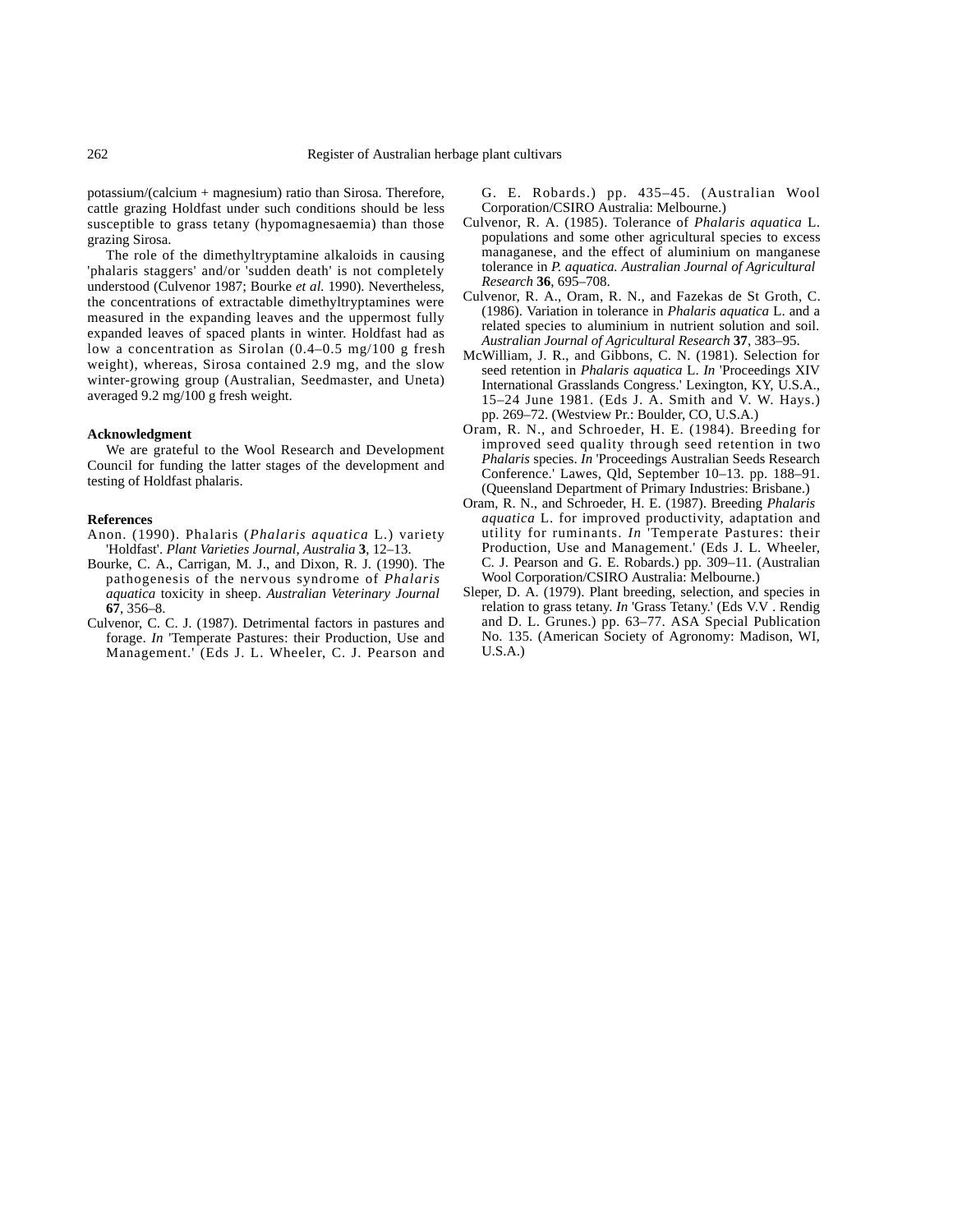potassium/(calcium + magnesium) ratio than Sirosa. Therefore, cattle grazing Holdfast under such conditions should be less susceptible to grass tetany (hypomagnesaemia) than those grazing Sirosa.

The role of the dimethyltryptamine alkaloids in causing 'phalaris staggers' and/or 'sudden death' is not completely understood (Culvenor 1987; Bourke *et al.* 1990). Nevertheless, the concentrations of extractable dimethyltryptamines were measured in the expanding leaves and the uppermost fully expanded leaves of spaced plants in winter. Holdfast had as low a concentration as Sirolan (0.4–0.5 mg/100 g fresh weight), whereas, Sirosa contained 2.9 mg, and the slow winter-growing group (Australian, Seedmaster, and Uneta) averaged 9.2 mg/100 g fresh weight.

### Acknowledgment

We are grateful to the Wool Research and Development Council for funding the latter stages of the development and testing of Holdfast phalaris.

### References

Anon. (1990). Phalaris (*Phalaris aquatica* L.) variety 'Holdfast'. *Plant Varieties Journal, Australia* **3**, 12–13.

Bourke, C. A., Carrigan, M. J., and Dixon, R. J. (1990). The pathogenesis of the nervous syndrome of *Phalaris aquatica* toxicity in sheep. *Australian Veterinary Journal* **67**, 356–8.

Culvenor, C. C. J. (1987). Detrimental factors in pastures and forage. *In* 'Temperate Pastures: their Production, Use and Management.' (Eds J. L. Wheeler, C. J. Pearson and G. E. Robards.) pp. 435–45. (Australian Wool Corporation/CSIRO Australia: Melbourne.)

Culvenor, R. A. (1985). Tolerance of *Phalaris aquatica* L. populations and some other agricultural species to excess managanese, and the effect of aluminium on manganese tolerance in *P. aquatica. Australian Journal of Agricultural Research* **36**, 695–708.

Culvenor, R. A., Oram, R. N., and Fazekas de St Groth, C. (1986). Variation in tolerance in *Phalaris aquatica* L. and a related species to aluminium in nutrient solution and soil. *Australian Journal of Agricultural Research* **37**, 383–95.

McWilliam, J. R., and Gibbons, C. N. (1981). Selection for seed retention in *Phalaris aquatica* L. *In* 'Proceedings XIV International Grasslands Congress.' Lexington, KY, U.S.A., 15–24 June 1981. (Eds J. A. Smith and V. W. Hays.) pp. 269–72. (Westview Pr.: Boulder, CO, U.S.A.)

Oram, R. N., and Schroeder, H. E. (1984). Breeding for improved seed quality through seed retention in two *Phalaris* species. *In* 'Proceedings Australian Seeds Research Conference.' Lawes, Qld, September 10–13. pp. 188–91. (Queensland Department of Primary Industries: Brisbane.)

Oram, R. N., and Schroeder, H. E. (1987). Breeding *Phalaris aquatica* L. for improved productivity, adaptation and utility for ruminants. *In* 'Temperate Pastures: their Production, Use and Management.' (Eds J. L. Wheeler, C. J. Pearson and G. E. Robards.) pp. 309–11. (Australian Wool Corporation/CSIRO Australia: Melbourne.)

Sleper, D. A. (1979). Plant breeding, selection, and species in relation to grass tetany. *In* 'Grass Tetany.' (Eds V.V . Rendig and D. L. Grunes.) pp. 63–77. ASA Special Publication No. 135. (American Society of Agronomy: Madison, WI, U.S.A.)